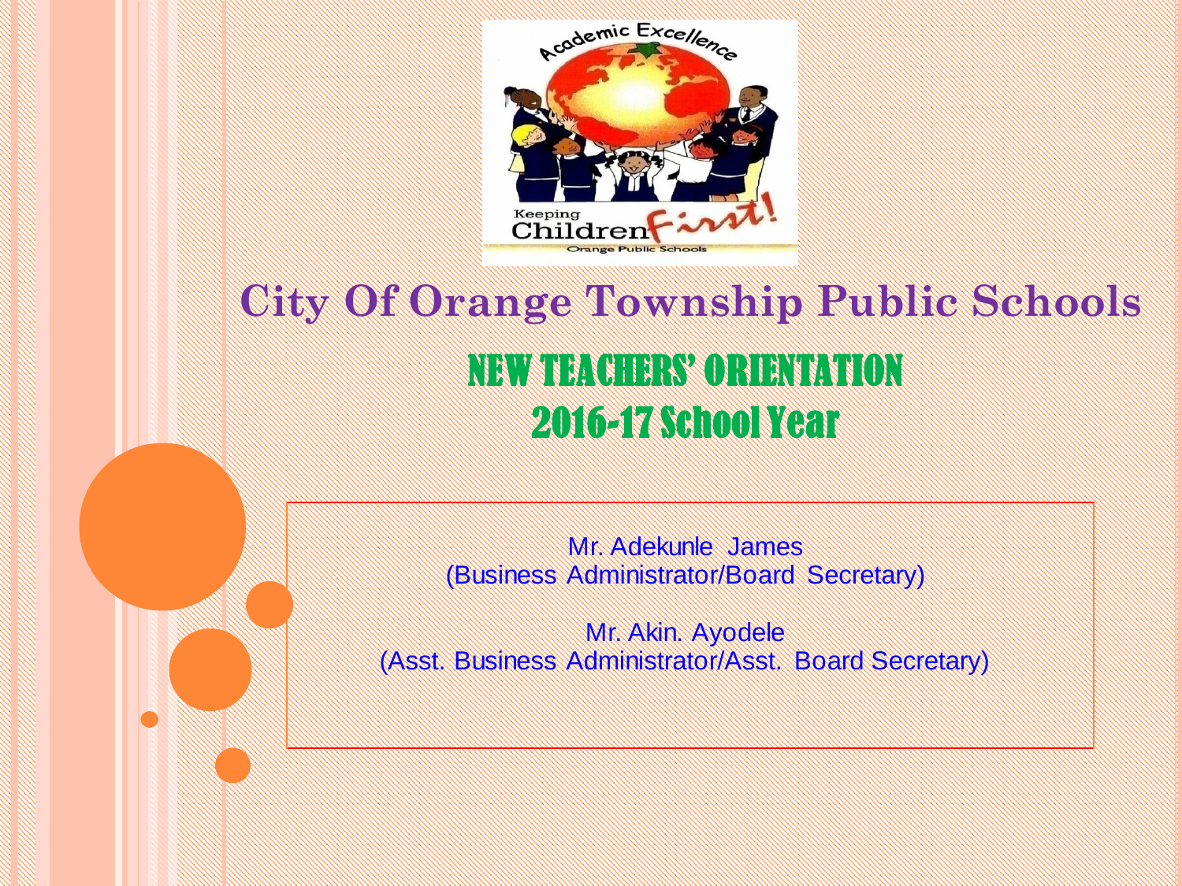# City Of Orange Township Public Schools

## NEW TEACHERS' ORIENTATION
## 2016-17 School Year

Mr. Adekunle James
(Business Administrator/Board Secretary)

Mr. Akin. Ayodele
(Asst. Business Administrator/Asst. Board Secretary)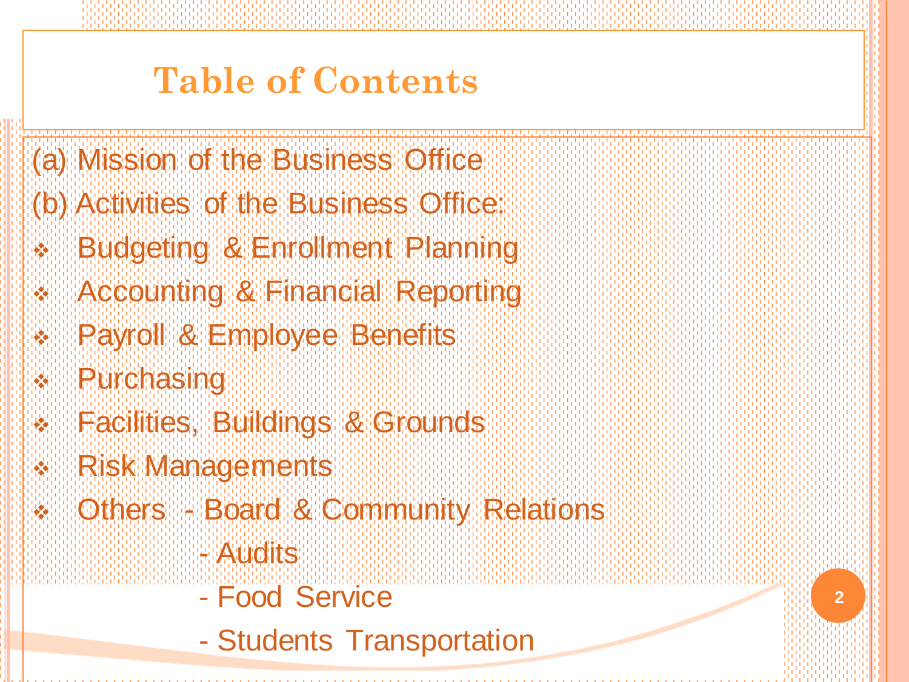# Table of Contents

(a) Mission of the Business Office

(b) Activities of the Business Office:

- Budgeting & Enrollment Planning
- Accounting & Financial Reporting
- Payroll & Employee Benefits
- Purchasing
- Facilities, Buildings & Grounds
- Risk Managements
- Others - Board & Community Relations
  - Audits
  - Food Service
  - Students Transportation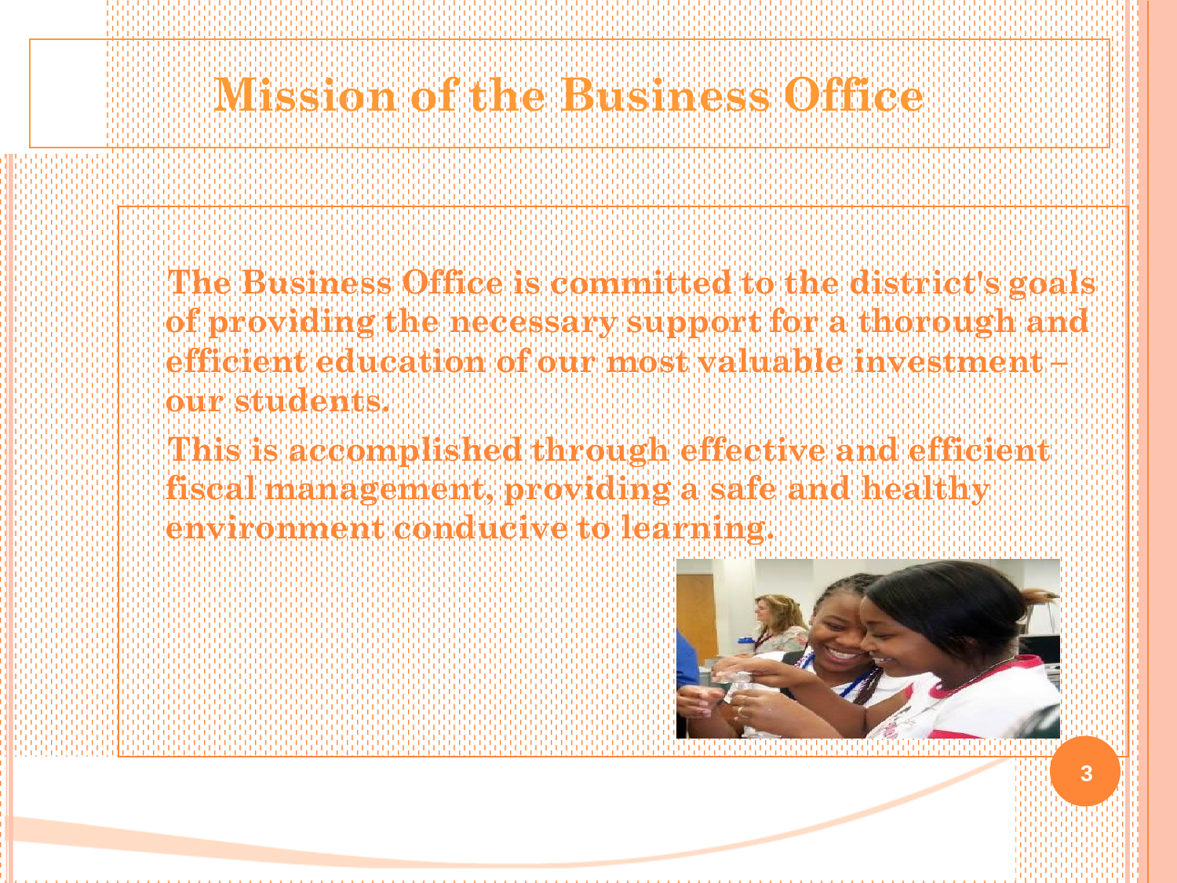# Mission of the Business Office

The Business Office is committed to the district's goals of providing the necessary support for a thorough and efficient education of our most valuable investment – our students.

This is accomplished through effective and efficient fiscal management, providing a safe and healthy environment conducive to learning.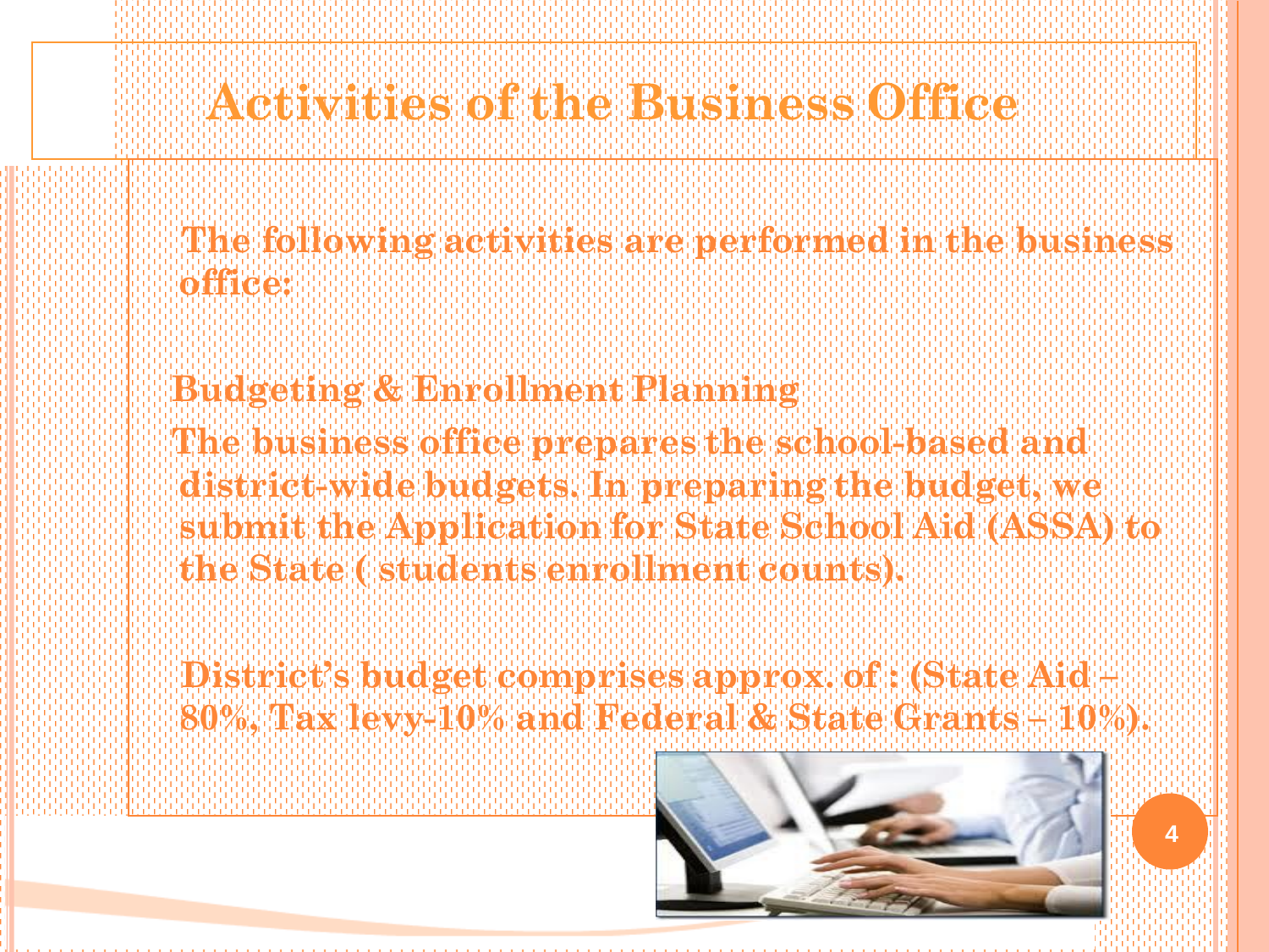# Activities of the Business Office

The following activities are performed in the business office:

**Budgeting & Enrollment Planning**

The business office prepares the school-based and district-wide budgets. In preparing the budget, we submit the Application for State School Aid (ASSA) to the State ( students enrollment counts).

District's budget comprises approx. of : (State Aid – 80%, Tax levy-10% and Federal & State Grants – 10%).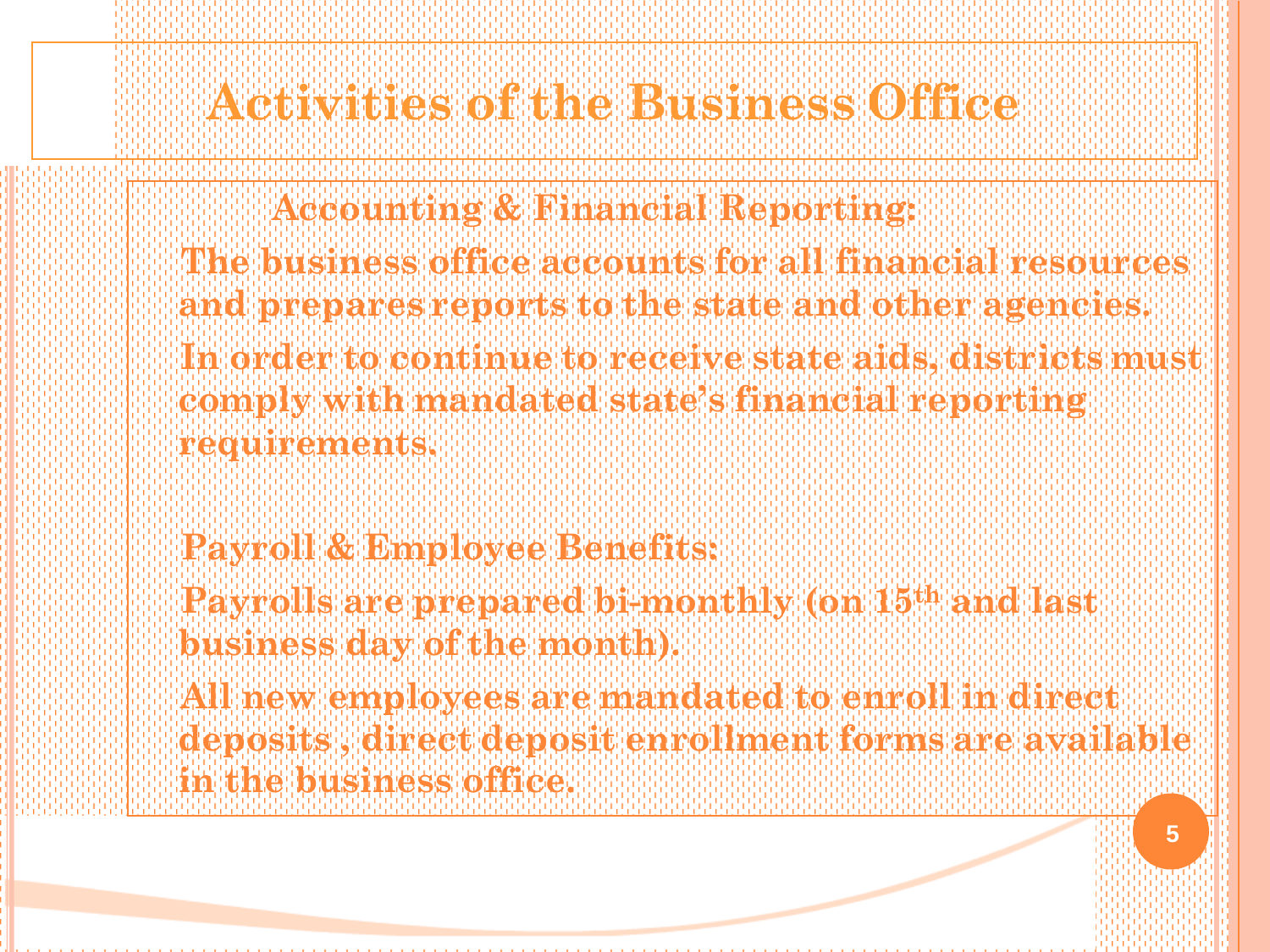# Activities of the Business Office

### Accounting & Financial Reporting:

The business office accounts for all financial resources and prepares reports to the state and other agencies.

In order to continue to receive state aids, districts must comply with mandated state's financial reporting requirements.

### Payroll & Employee Benefits:

Payrolls are prepared bi-monthly (on 15th and last business day of the month).

All new employees are mandated to enroll in direct deposits , direct deposit enrollment forms are available in the business office.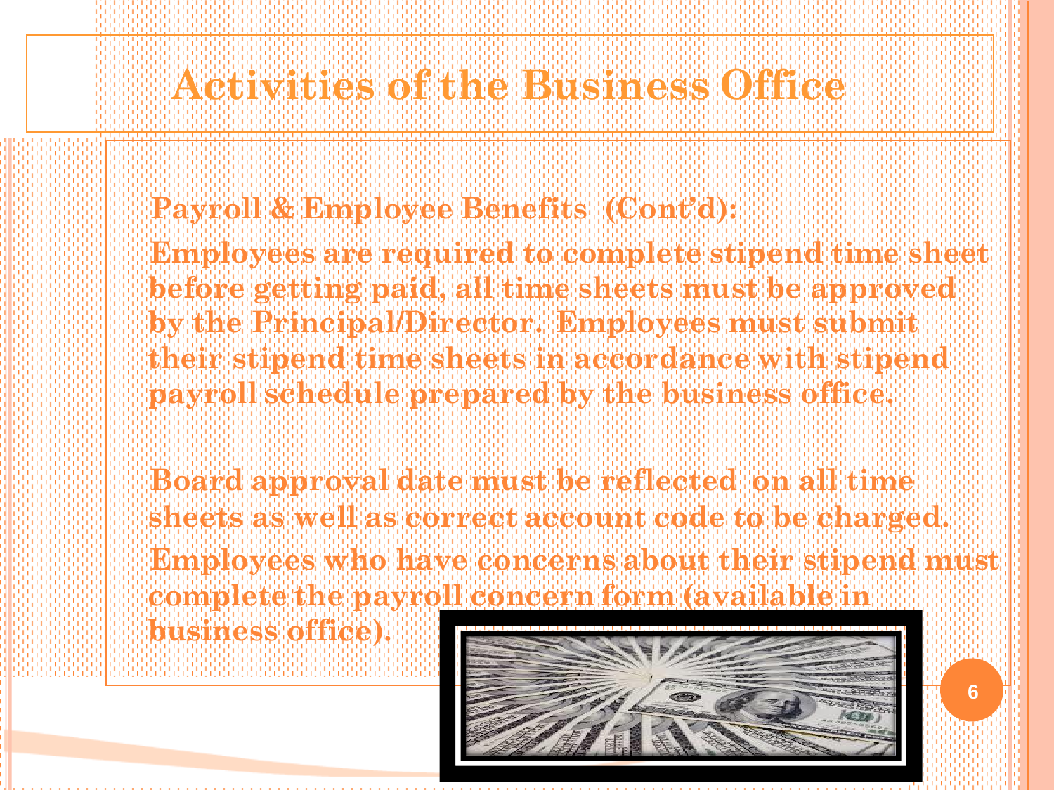# Activities of the Business Office

**Payroll & Employee Benefits (Cont'd):**

**Employees are required to complete stipend time sheet before getting paid, all time sheets must be approved by the Principal/Director. Employees must submit their stipend time sheets in accordance with stipend payroll schedule prepared by the business office.**

**Board approval date must be reflected on all time sheets as well as correct account code to be charged.**

**Employees who have concerns about their stipend must complete the payroll concern form (available in business office).**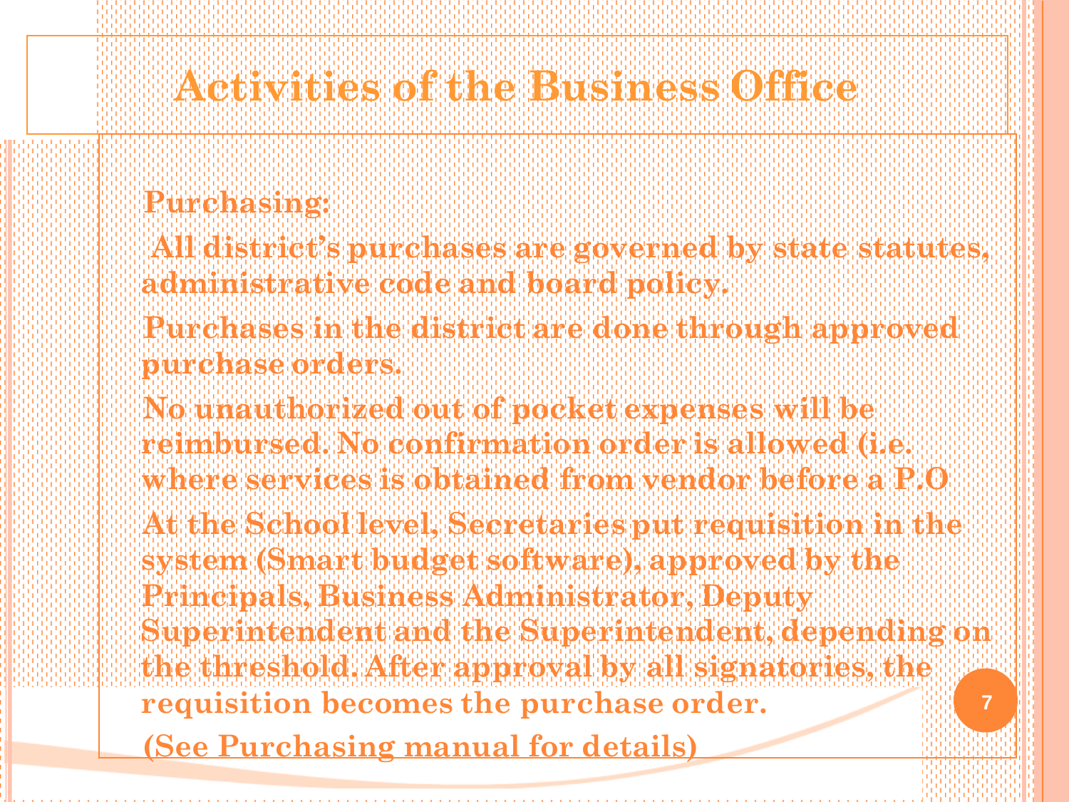# Activities of the Business Office

**Purchasing:**

**All district's purchases are governed by state statutes, administrative code and board policy.**

**Purchases in the district are done through approved purchase orders.**

**No unauthorized out of pocket expenses will be reimbursed. No confirmation order is allowed (i.e. where services is obtained from vendor before a P.O**

**At the School level, Secretaries put requisition in the system (Smart budget software), approved by the Principals, Business Administrator, Deputy Superintendent and the Superintendent, depending on the threshold. After approval by all signatories, the requisition becomes the purchase order.**

**<u>(See Purchasing manual for details)</u>**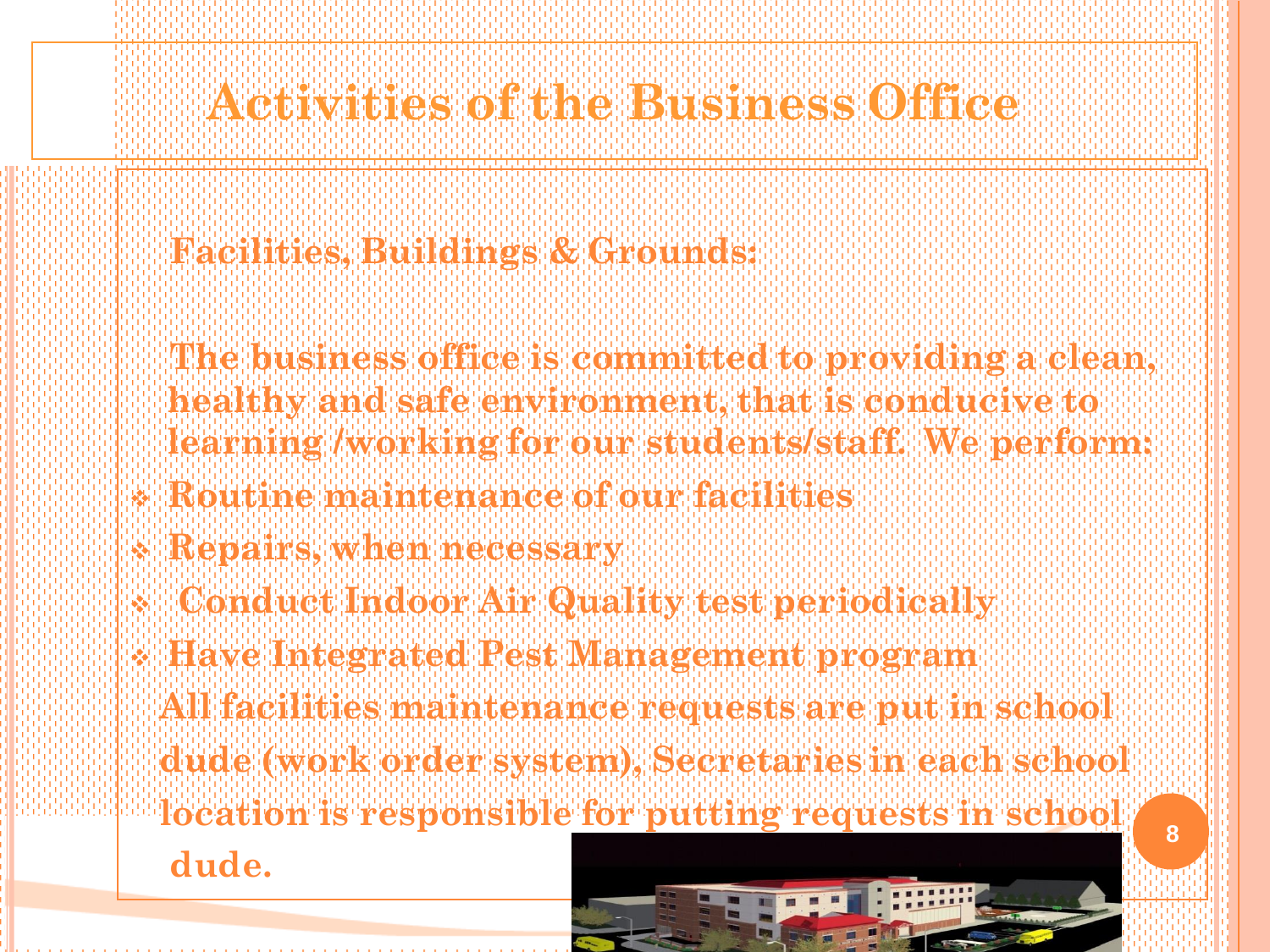# Activities of the Business Office

**Facilities, Buildings & Grounds:**

The business office is committed to providing a clean, healthy and safe environment, that is conducive to learning /working for our students/staff. We perform:

- Routine maintenance of our facilities
- Repairs, when necessary
- Conduct Indoor Air Quality test periodically
- Have Integrated Pest Management program

All facilities maintenance requests are put in school dude (work order system), Secretaries in each school location is responsible for putting requests in school dude.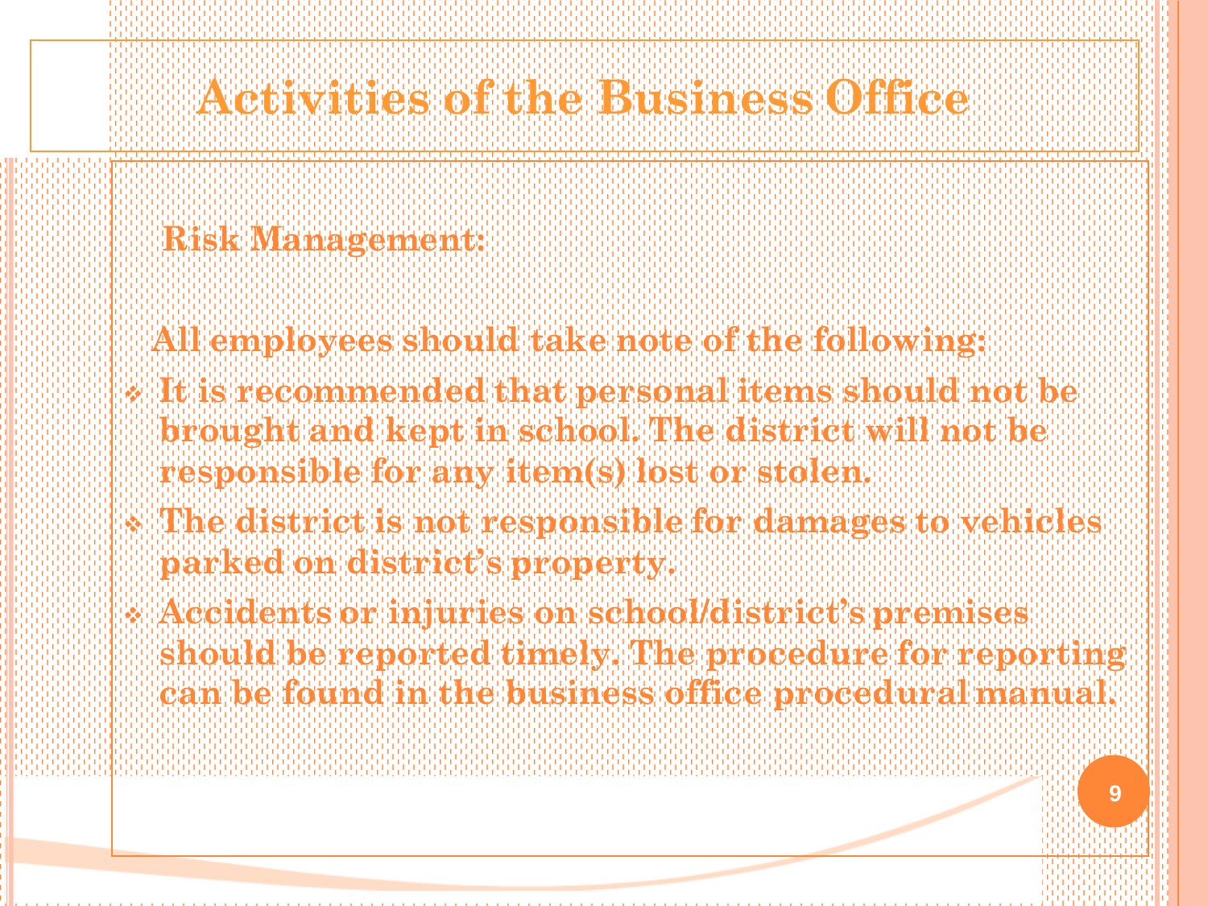# Activities of the Business Office

**Risk Management:**

**All employees should take note of the following:**

- It is recommended that personal items should not be brought and kept in school. The district will not be responsible for any item(s) lost or stolen.
- The district is not responsible for damages to vehicles parked on district's property.
- Accidents or injuries on school/district's premises should be reported timely. The procedure for reporting can be found in the business office procedural manual.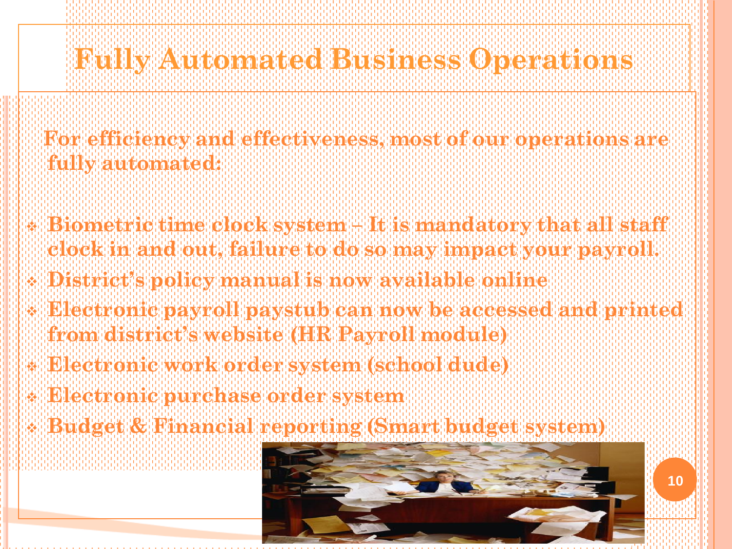# Fully Automated Business Operations

For efficiency and effectiveness, most of our operations are fully automated:

- Biometric time clock system – It is mandatory that all staff clock in and out, failure to do so may impact your payroll.
- District's policy manual is now available online
- Electronic payroll paystub can now be accessed and printed from district's website (HR Payroll module)
- Electronic work order system (school dude)
- Electronic purchase order system
- Budget & Financial reporting (Smart budget system)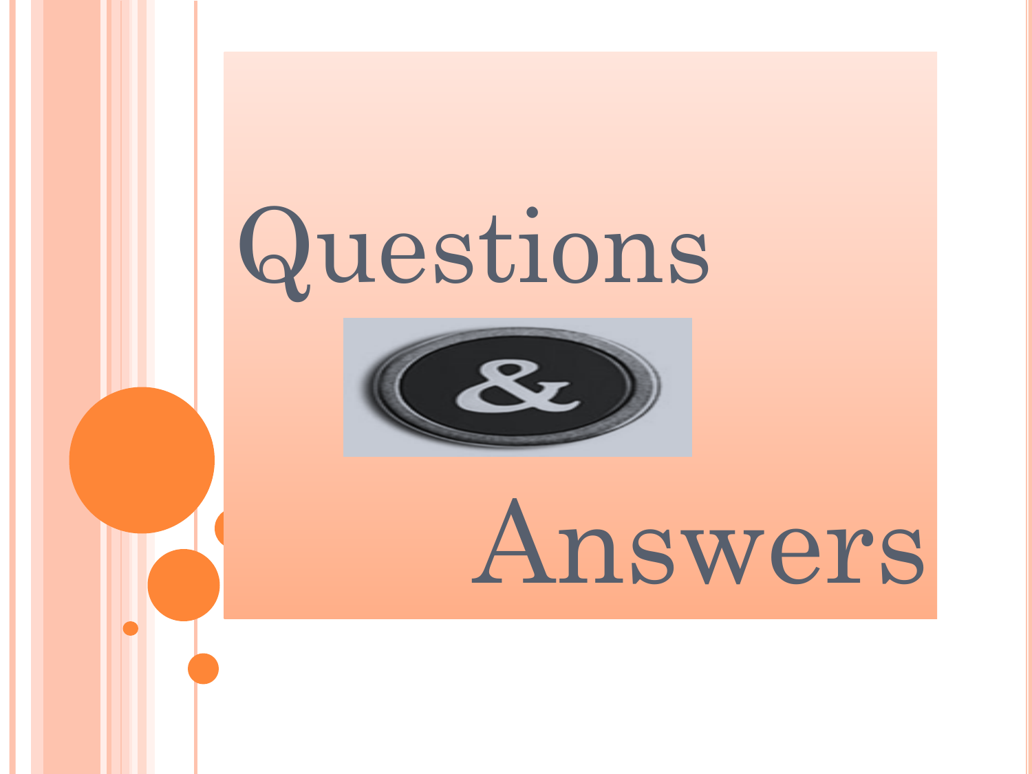# Questions

&

# Answers